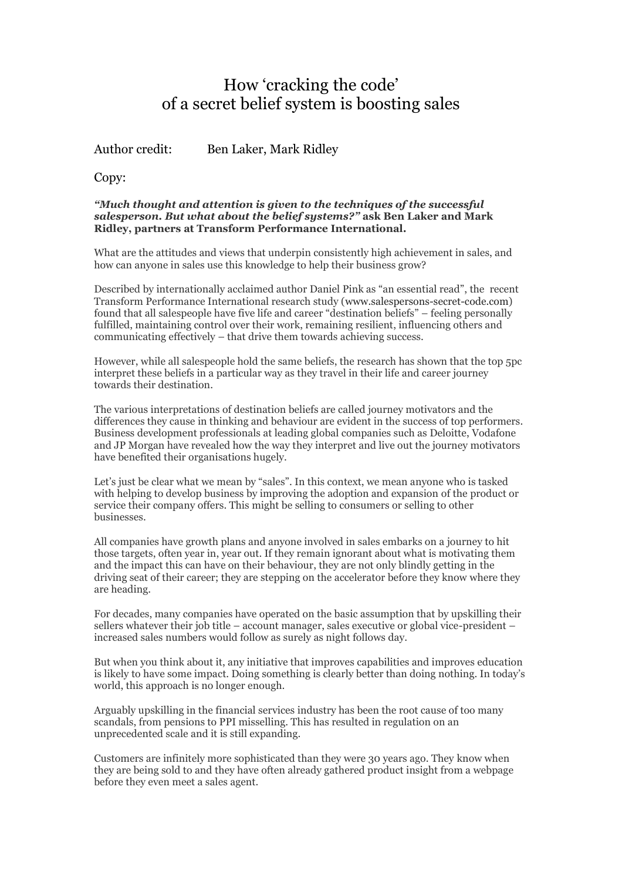# How 'cracking the code' of a secret belief system is boosting sales

Author credit: Ben Laker, Mark Ridley

Copy:

***"Much thought and attention is given to the techniques of the successful salesperson. But what about the belief systems?"*** **ask Ben Laker and Mark Ridley, partners at Transform Performance International.**

What are the attitudes and views that underpin consistently high achievement in sales, and how can anyone in sales use this knowledge to help their business grow?

Described by internationally acclaimed author Daniel Pink as "an essential read", the recent Transform Performance International research study (www.salespersons-secret-code.com) found that all salespeople have five life and career "destination beliefs" – feeling personally fulfilled, maintaining control over their work, remaining resilient, influencing others and communicating effectively – that drive them towards achieving success.

However, while all salespeople hold the same beliefs, the research has shown that the top 5pc interpret these beliefs in a particular way as they travel in their life and career journey towards their destination.

The various interpretations of destination beliefs are called journey motivators and the differences they cause in thinking and behaviour are evident in the success of top performers. Business development professionals at leading global companies such as Deloitte, Vodafone and JP Morgan have revealed how the way they interpret and live out the journey motivators have benefited their organisations hugely.

Let's just be clear what we mean by "sales". In this context, we mean anyone who is tasked with helping to develop business by improving the adoption and expansion of the product or service their company offers. This might be selling to consumers or selling to other businesses.

All companies have growth plans and anyone involved in sales embarks on a journey to hit those targets, often year in, year out. If they remain ignorant about what is motivating them and the impact this can have on their behaviour, they are not only blindly getting in the driving seat of their career; they are stepping on the accelerator before they know where they are heading.

For decades, many companies have operated on the basic assumption that by upskilling their sellers whatever their job title – account manager, sales executive or global vice-president – increased sales numbers would follow as surely as night follows day.

But when you think about it, any initiative that improves capabilities and improves education is likely to have some impact. Doing something is clearly better than doing nothing. In today's world, this approach is no longer enough.

Arguably upskilling in the financial services industry has been the root cause of too many scandals, from pensions to PPI misselling. This has resulted in regulation on an unprecedented scale and it is still expanding.

Customers are infinitely more sophisticated than they were 30 years ago. They know when they are being sold to and they have often already gathered product insight from a webpage before they even meet a sales agent.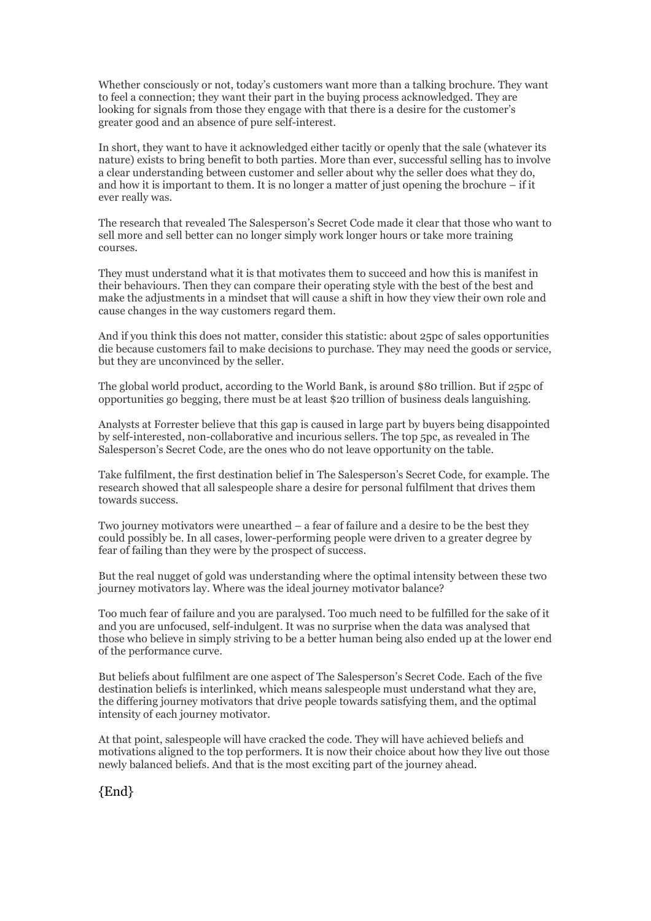Whether consciously or not, today's customers want more than a talking brochure. They want to feel a connection; they want their part in the buying process acknowledged. They are looking for signals from those they engage with that there is a desire for the customer's greater good and an absence of pure self-interest.

In short, they want to have it acknowledged either tacitly or openly that the sale (whatever its nature) exists to bring benefit to both parties. More than ever, successful selling has to involve a clear understanding between customer and seller about why the seller does what they do, and how it is important to them. It is no longer a matter of just opening the brochure – if it ever really was.

The research that revealed The Salesperson's Secret Code made it clear that those who want to sell more and sell better can no longer simply work longer hours or take more training courses.

They must understand what it is that motivates them to succeed and how this is manifest in their behaviours. Then they can compare their operating style with the best of the best and make the adjustments in a mindset that will cause a shift in how they view their own role and cause changes in the way customers regard them.

And if you think this does not matter, consider this statistic: about 25pc of sales opportunities die because customers fail to make decisions to purchase. They may need the goods or service, but they are unconvinced by the seller.

The global world product, according to the World Bank, is around $80 trillion. But if 25pc of opportunities go begging, there must be at least $20 trillion of business deals languishing.

Analysts at Forrester believe that this gap is caused in large part by buyers being disappointed by self-interested, non-collaborative and incurious sellers. The top 5pc, as revealed in The Salesperson's Secret Code, are the ones who do not leave opportunity on the table.

Take fulfilment, the first destination belief in The Salesperson's Secret Code, for example. The research showed that all salespeople share a desire for personal fulfilment that drives them towards success.

Two journey motivators were unearthed – a fear of failure and a desire to be the best they could possibly be. In all cases, lower-performing people were driven to a greater degree by fear of failing than they were by the prospect of success.

But the real nugget of gold was understanding where the optimal intensity between these two journey motivators lay. Where was the ideal journey motivator balance?

Too much fear of failure and you are paralysed. Too much need to be fulfilled for the sake of it and you are unfocused, self-indulgent. It was no surprise when the data was analysed that those who believe in simply striving to be a better human being also ended up at the lower end of the performance curve.

But beliefs about fulfilment are one aspect of The Salesperson's Secret Code. Each of the five destination beliefs is interlinked, which means salespeople must understand what they are, the differing journey motivators that drive people towards satisfying them, and the optimal intensity of each journey motivator.

At that point, salespeople will have cracked the code. They will have achieved beliefs and motivations aligned to the top performers. It is now their choice about how they live out those newly balanced beliefs. And that is the most exciting part of the journey ahead.

{End}